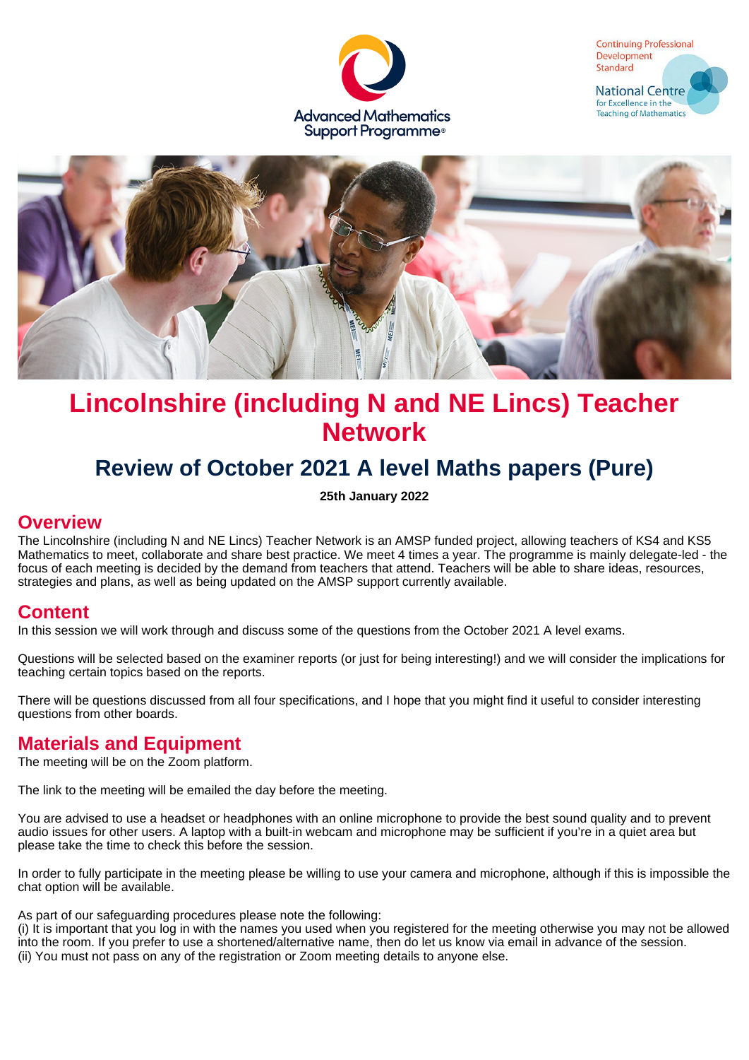# Lincolnshire (including N and NE Lincs) Teacher Network

## Review of October 2021 A level Maths papers (Pure)

**25th January 2022**

## Overview

The Lincolnshire (including N and NE Lincs) Teacher Network is an AMSP funded project, allowing teachers of KS4 and KS5 Mathematics to meet, collaborate and share best practice. We meet 4 times a year. The programme is mainly delegate-led - the focus of each meeting is decided by the demand from teachers that attend. Teachers will be able to share ideas, resources, strategies and plans, as well as being updated on the AMSP support currently available.

## Content

In this session we will work through and discuss some of the questions from the October 2021 A level exams.

Questions will be selected based on the examiner reports (or just for being interesting!) and we will consider the implications for teaching certain topics based on the reports.

There will be questions discussed from all four specifications, and I hope that you might find it useful to consider interesting questions from other boards.

## Materials and Equipment

The meeting will be on the Zoom platform.

The link to the meeting will be emailed the day before the meeting.

You are advised to use a headset or headphones with an online microphone to provide the best sound quality and to prevent audio issues for other users. A laptop with a built-in webcam and microphone may be sufficient if you're in a quiet area but please take the time to check this before the session.

In order to fully participate in the meeting please be willing to use your camera and microphone, although if this is impossible the chat option will be available.

As part of our safeguarding procedures please note the following:
(i) It is important that you log in with the names you used when you registered for the meeting otherwise you may not be allowed into the room. If you prefer to use a shortened/alternative name, then do let us know via email in advance of the session.
(ii) You must not pass on any of the registration or Zoom meeting details to anyone else.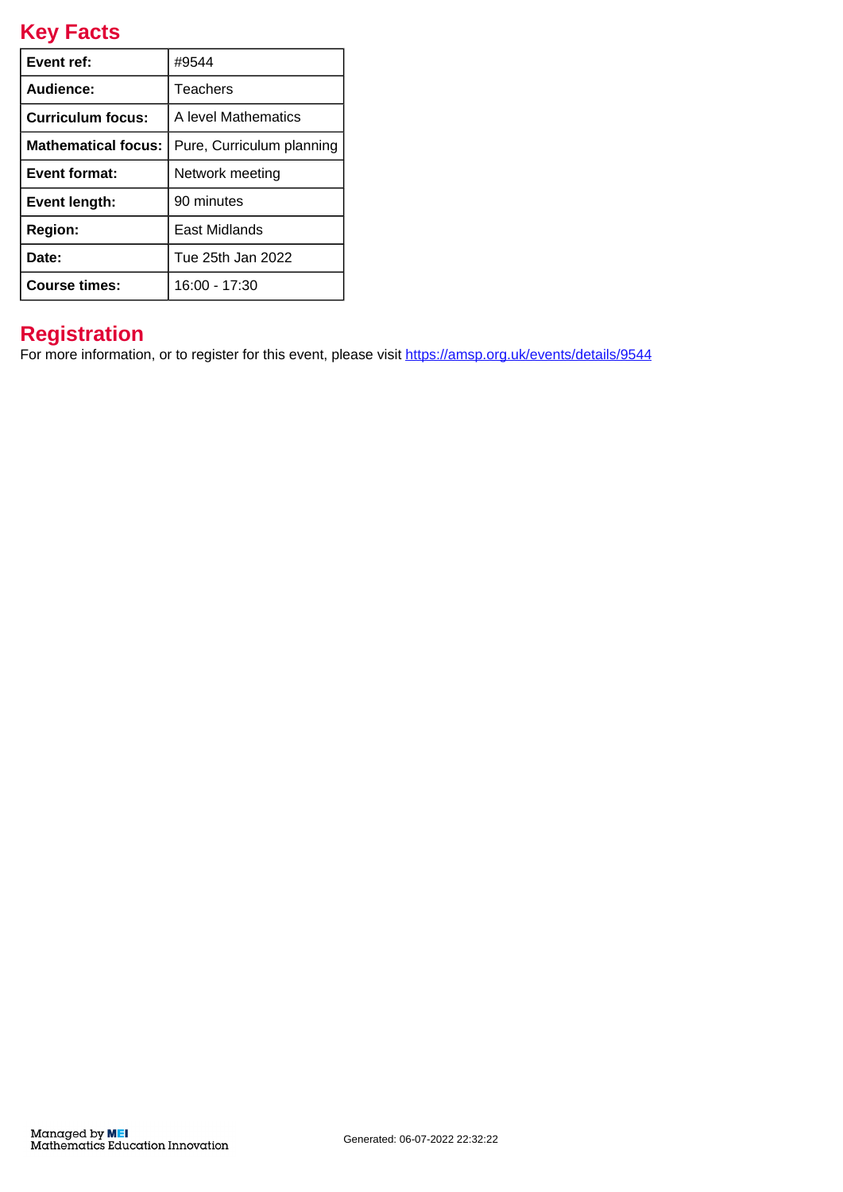## Key Facts

| | |
|---|---|
| **Event ref:** | #9544 |
| **Audience:** | Teachers |
| **Curriculum focus:** | A level Mathematics |
| **Mathematical focus:** | Pure, Curriculum planning |
| **Event format:** | Network meeting |
| **Event length:** | 90 minutes |
| **Region:** | East Midlands |
| **Date:** | Tue 25th Jan 2022 |
| **Course times:** | 16:00 - 17:30 |

## Registration

For more information, or to register for this event, please visit https://amsp.org.uk/events/details/9544

Managed by MEI
Mathematics Education Innovation

Generated: 06-07-2022 22:32:22